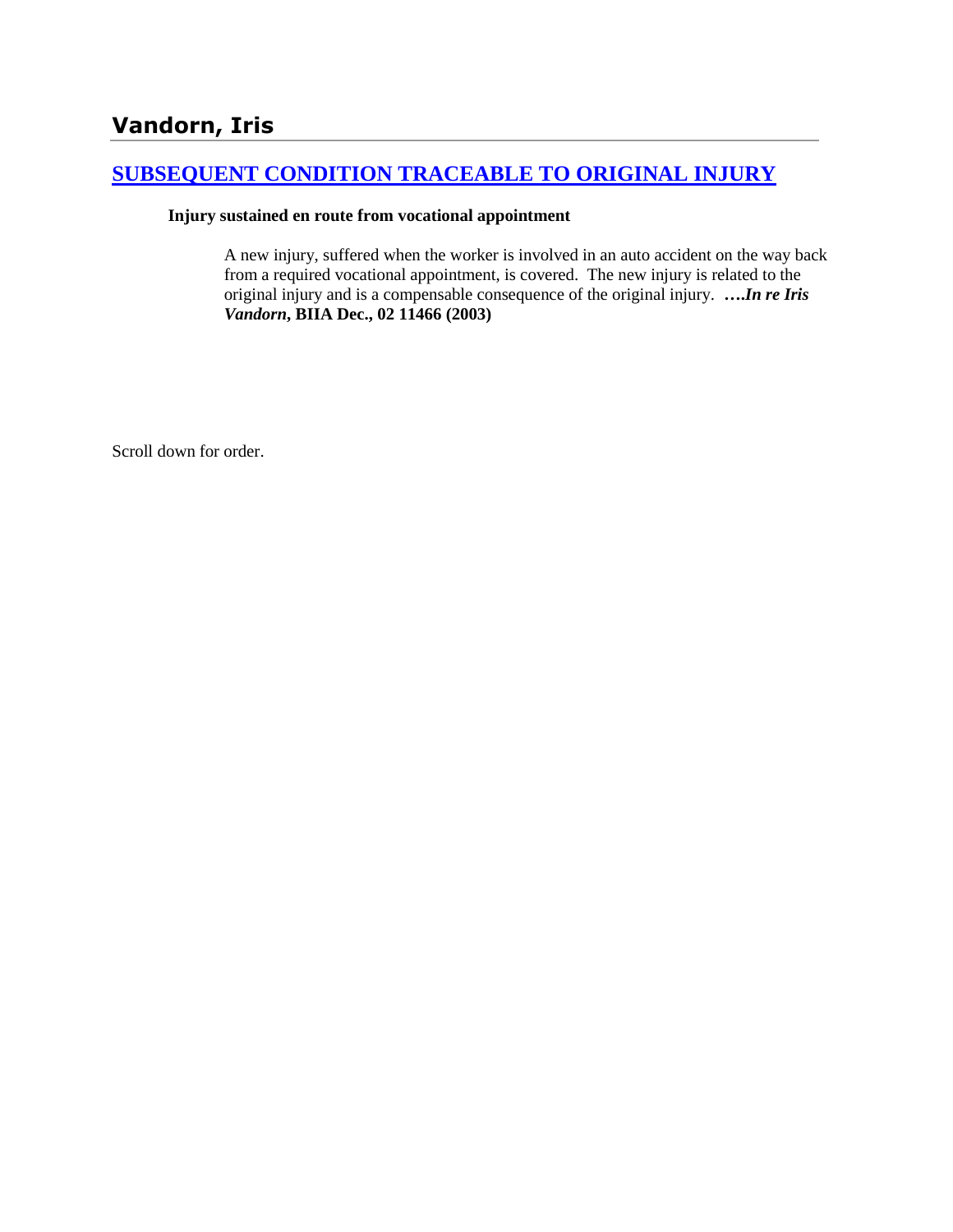# Vandorn, Iris

## [SUBSEQUENT CONDITION TRACEABLE TO ORIGINAL INJURY]()

**Injury sustained en route from vocational appointment**

A new injury, suffered when the worker is involved in an auto accident on the way back from a required vocational appointment, is covered. The new injury is related to the original injury and is a compensable consequence of the original injury. ****….In re Iris Vandorn*, BIIA Dec., 02 11466 (2003)**

Scroll down for order.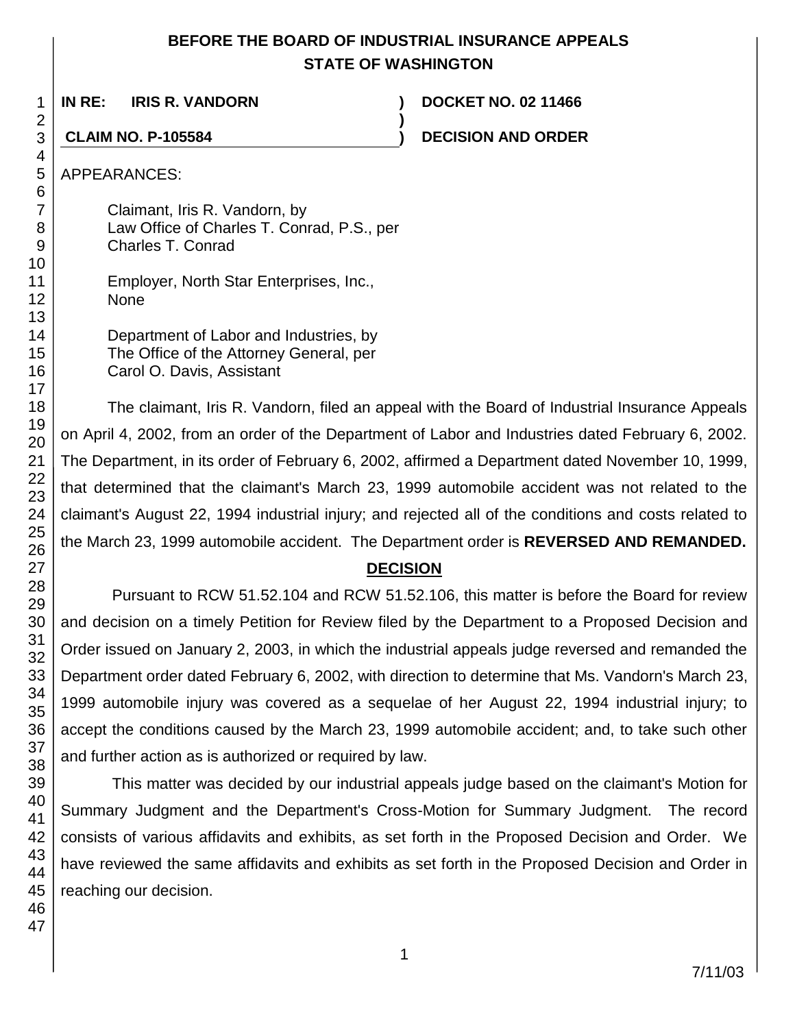# BEFORE THE BOARD OF INDUSTRIAL INSURANCE APPEALS
# STATE OF WASHINGTON

**IN RE: IRIS R. VANDORN** ) **DOCKET NO. 02 11466**
)
**CLAIM NO. P-105584** ) **DECISION AND ORDER**

APPEARANCES:

Claimant, Iris R. Vandorn, by
Law Office of Charles T. Conrad, P.S., per
Charles T. Conrad

Employer, North Star Enterprises, Inc.,
None

Department of Labor and Industries, by
The Office of the Attorney General, per
Carol O. Davis, Assistant

The claimant, Iris R. Vandorn, filed an appeal with the Board of Industrial Insurance Appeals on April 4, 2002, from an order of the Department of Labor and Industries dated February 6, 2002. The Department, in its order of February 6, 2002, affirmed a Department dated November 10, 1999, that determined that the claimant's March 23, 1999 automobile accident was not related to the claimant's August 22, 1994 industrial injury; and rejected all of the conditions and costs related to the March 23, 1999 automobile accident. The Department order is **REVERSED AND REMANDED.**

## DECISION

Pursuant to RCW 51.52.104 and RCW 51.52.106, this matter is before the Board for review and decision on a timely Petition for Review filed by the Department to a Proposed Decision and Order issued on January 2, 2003, in which the industrial appeals judge reversed and remanded the Department order dated February 6, 2002, with direction to determine that Ms. Vandorn's March 23, 1999 automobile injury was covered as a sequelae of her August 22, 1994 industrial injury; to accept the conditions caused by the March 23, 1999 automobile accident; and, to take such other and further action as is authorized or required by law.

This matter was decided by our industrial appeals judge based on the claimant's Motion for Summary Judgment and the Department's Cross-Motion for Summary Judgment. The record consists of various affidavits and exhibits, as set forth in the Proposed Decision and Order. We have reviewed the same affidavits and exhibits as set forth in the Proposed Decision and Order in reaching our decision.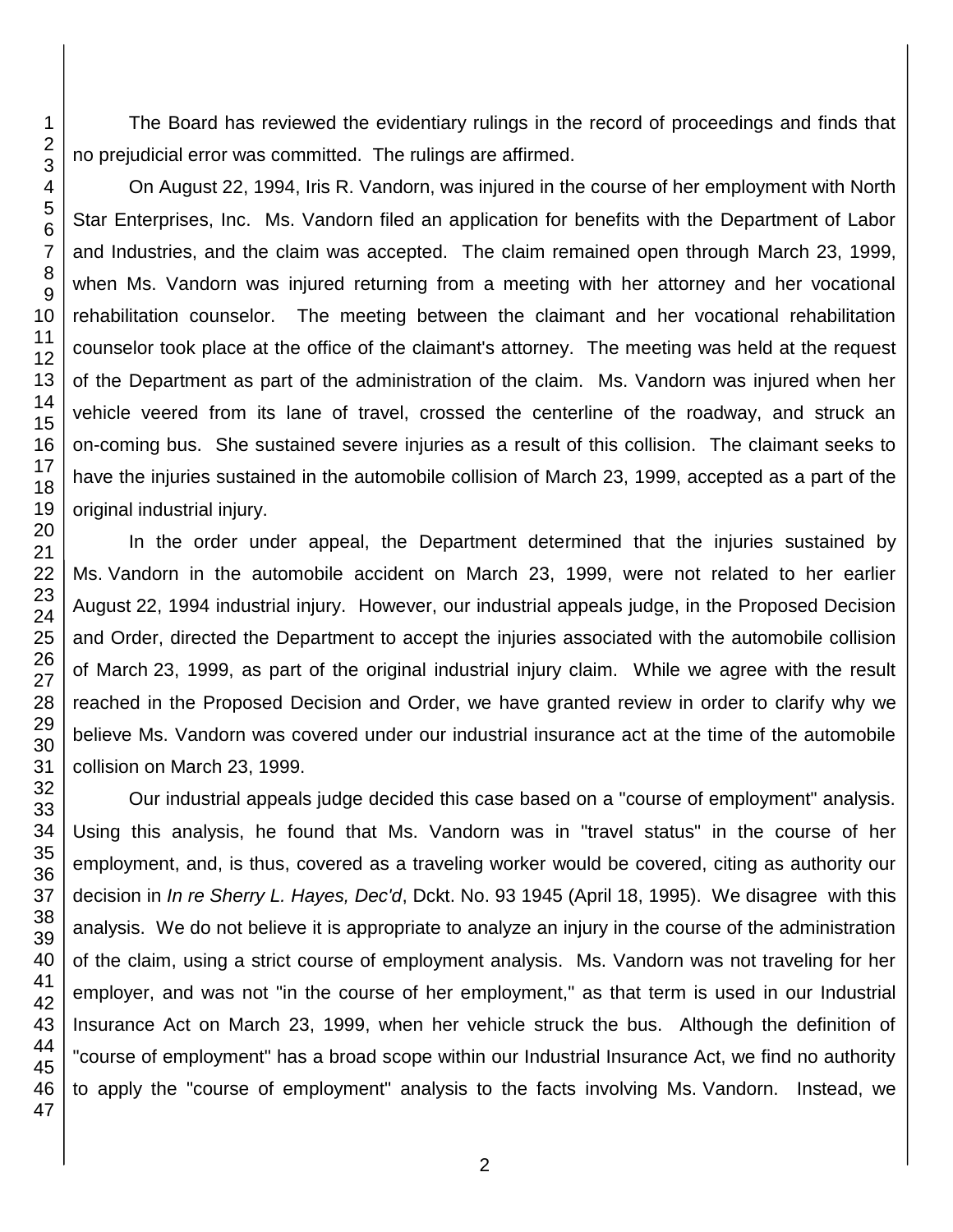The Board has reviewed the evidentiary rulings in the record of proceedings and finds that no prejudicial error was committed. The rulings are affirmed.

On August 22, 1994, Iris R. Vandorn, was injured in the course of her employment with North Star Enterprises, Inc. Ms. Vandorn filed an application for benefits with the Department of Labor and Industries, and the claim was accepted. The claim remained open through March 23, 1999, when Ms. Vandorn was injured returning from a meeting with her attorney and her vocational rehabilitation counselor. The meeting between the claimant and her vocational rehabilitation counselor took place at the office of the claimant's attorney. The meeting was held at the request of the Department as part of the administration of the claim. Ms. Vandorn was injured when her vehicle veered from its lane of travel, crossed the centerline of the roadway, and struck an on-coming bus. She sustained severe injuries as a result of this collision. The claimant seeks to have the injuries sustained in the automobile collision of March 23, 1999, accepted as a part of the original industrial injury.

In the order under appeal, the Department determined that the injuries sustained by Ms. Vandorn in the automobile accident on March 23, 1999, were not related to her earlier August 22, 1994 industrial injury. However, our industrial appeals judge, in the Proposed Decision and Order, directed the Department to accept the injuries associated with the automobile collision of March 23, 1999, as part of the original industrial injury claim. While we agree with the result reached in the Proposed Decision and Order, we have granted review in order to clarify why we believe Ms. Vandorn was covered under our industrial insurance act at the time of the automobile collision on March 23, 1999.

Our industrial appeals judge decided this case based on a "course of employment" analysis. Using this analysis, he found that Ms. Vandorn was in "travel status" in the course of her employment, and, is thus, covered as a traveling worker would be covered, citing as authority our decision in *In re Sherry L. Hayes, Dec'd*, Dckt. No. 93 1945 (April 18, 1995). We disagree with this analysis. We do not believe it is appropriate to analyze an injury in the course of the administration of the claim, using a strict course of employment analysis. Ms. Vandorn was not traveling for her employer, and was not "in the course of her employment," as that term is used in our Industrial Insurance Act on March 23, 1999, when her vehicle struck the bus. Although the definition of "course of employment" has a broad scope within our Industrial Insurance Act, we find no authority to apply the "course of employment" analysis to the facts involving Ms. Vandorn. Instead, we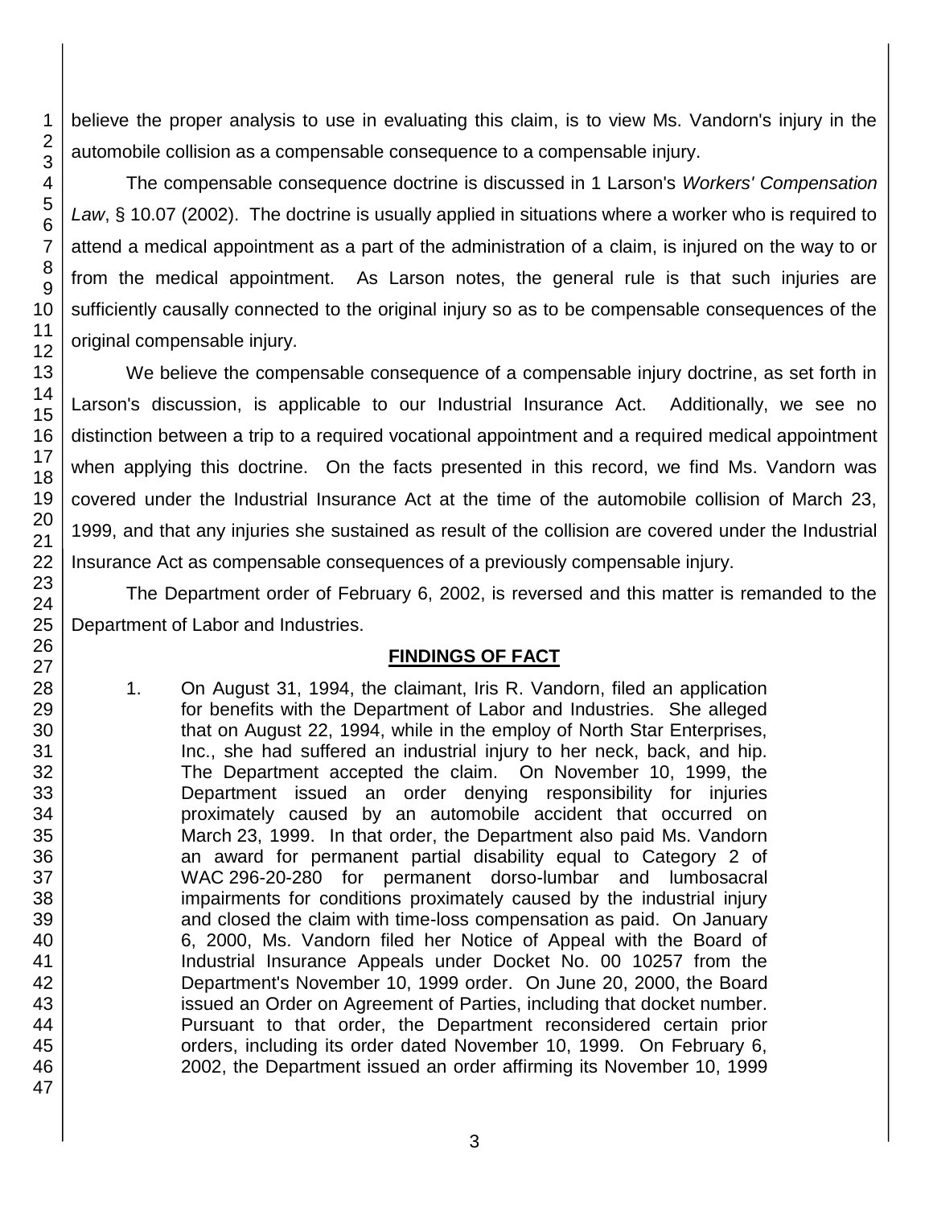believe the proper analysis to use in evaluating this claim, is to view Ms. Vandorn's injury in the automobile collision as a compensable consequence to a compensable injury.

The compensable consequence doctrine is discussed in 1 Larson's *Workers' Compensation Law*, § 10.07 (2002). The doctrine is usually applied in situations where a worker who is required to attend a medical appointment as a part of the administration of a claim, is injured on the way to or from the medical appointment. As Larson notes, the general rule is that such injuries are sufficiently causally connected to the original injury so as to be compensable consequences of the original compensable injury.

We believe the compensable consequence of a compensable injury doctrine, as set forth in Larson's discussion, is applicable to our Industrial Insurance Act. Additionally, we see no distinction between a trip to a required vocational appointment and a required medical appointment when applying this doctrine. On the facts presented in this record, we find Ms. Vandorn was covered under the Industrial Insurance Act at the time of the automobile collision of March 23, 1999, and that any injuries she sustained as result of the collision are covered under the Industrial Insurance Act as compensable consequences of a previously compensable injury.

The Department order of February 6, 2002, is reversed and this matter is remanded to the Department of Labor and Industries.

## FINDINGS OF FACT

1. On August 31, 1994, the claimant, Iris R. Vandorn, filed an application for benefits with the Department of Labor and Industries. She alleged that on August 22, 1994, while in the employ of North Star Enterprises, Inc., she had suffered an industrial injury to her neck, back, and hip. The Department accepted the claim. On November 10, 1999, the Department issued an order denying responsibility for injuries proximately caused by an automobile accident that occurred on March 23, 1999. In that order, the Department also paid Ms. Vandorn an award for permanent partial disability equal to Category 2 of WAC 296-20-280 for permanent dorso-lumbar and lumbosacral impairments for conditions proximately caused by the industrial injury and closed the claim with time-loss compensation as paid. On January 6, 2000, Ms. Vandorn filed her Notice of Appeal with the Board of Industrial Insurance Appeals under Docket No. 00 10257 from the Department's November 10, 1999 order. On June 20, 2000, the Board issued an Order on Agreement of Parties, including that docket number. Pursuant to that order, the Department reconsidered certain prior orders, including its order dated November 10, 1999. On February 6, 2002, the Department issued an order affirming its November 10, 1999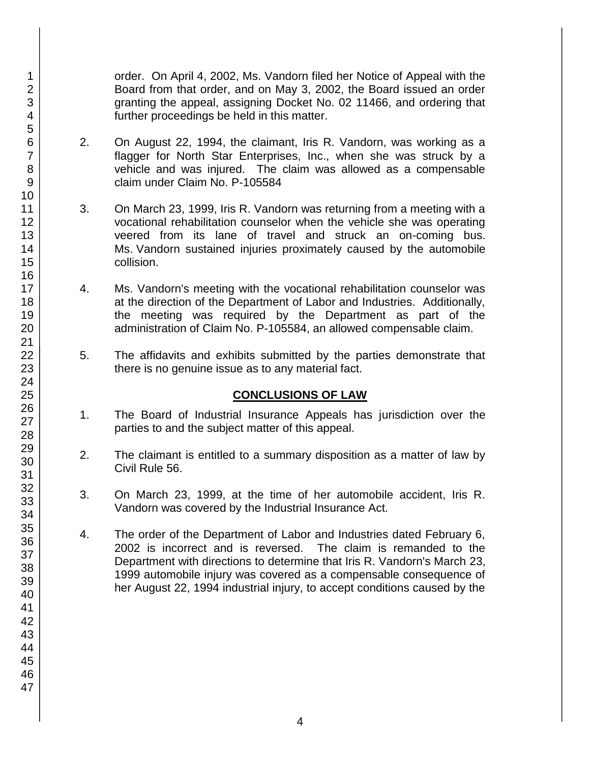order. On April 4, 2002, Ms. Vandorn filed her Notice of Appeal with the Board from that order, and on May 3, 2002, the Board issued an order granting the appeal, assigning Docket No. 02 11466, and ordering that further proceedings be held in this matter.

2. On August 22, 1994, the claimant, Iris R. Vandorn, was working as a flagger for North Star Enterprises, Inc., when she was struck by a vehicle and was injured. The claim was allowed as a compensable claim under Claim No. P-105584

3. On March 23, 1999, Iris R. Vandorn was returning from a meeting with a vocational rehabilitation counselor when the vehicle she was operating veered from its lane of travel and struck an on-coming bus. Ms. Vandorn sustained injuries proximately caused by the automobile collision.

4. Ms. Vandorn's meeting with the vocational rehabilitation counselor was at the direction of the Department of Labor and Industries. Additionally, the meeting was required by the Department as part of the administration of Claim No. P-105584, an allowed compensable claim.

5. The affidavits and exhibits submitted by the parties demonstrate that there is no genuine issue as to any material fact.

## CONCLUSIONS OF LAW

1. The Board of Industrial Insurance Appeals has jurisdiction over the parties to and the subject matter of this appeal.

2. The claimant is entitled to a summary disposition as a matter of law by Civil Rule 56.

3. On March 23, 1999, at the time of her automobile accident, Iris R. Vandorn was covered by the Industrial Insurance Act.

4. The order of the Department of Labor and Industries dated February 6, 2002 is incorrect and is reversed. The claim is remanded to the Department with directions to determine that Iris R. Vandorn's March 23, 1999 automobile injury was covered as a compensable consequence of her August 22, 1994 industrial injury, to accept conditions caused by the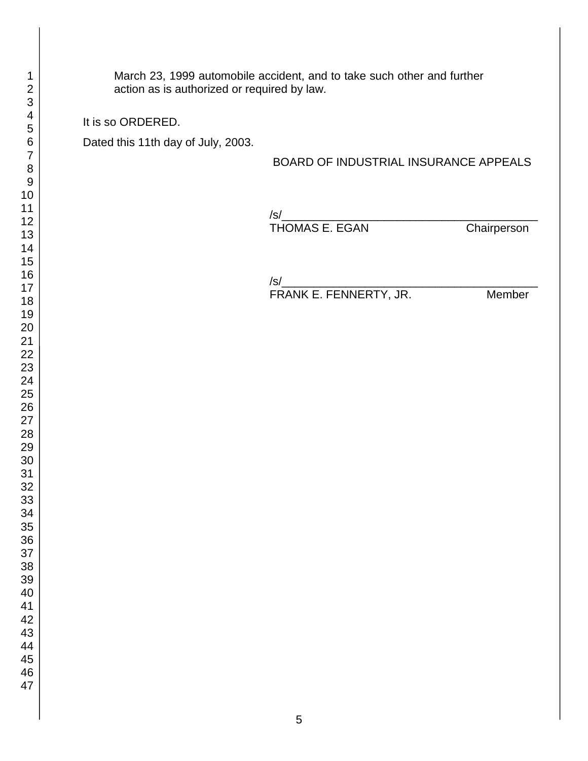March 23, 1999 automobile accident, and to take such other and further action as is authorized or required by law.

It is so ORDERED.

Dated this 11th day of July, 2003.

BOARD OF INDUSTRIAL INSURANCE APPEALS

/s/\_\_\_\_\_\_\_\_\_\_\_\_\_\_\_\_\_\_\_\_\_\_\_\_\_\_\_\_\_\_\_\_\_\_\_\_\_\_\_\_
THOMAS E. EGAN Chairperson

/s/\_\_\_\_\_\_\_\_\_\_\_\_\_\_\_\_\_\_\_\_\_\_\_\_\_\_\_\_\_\_\_\_\_\_\_\_\_\_\_\_
FRANK E. FENNERTY, JR. Member